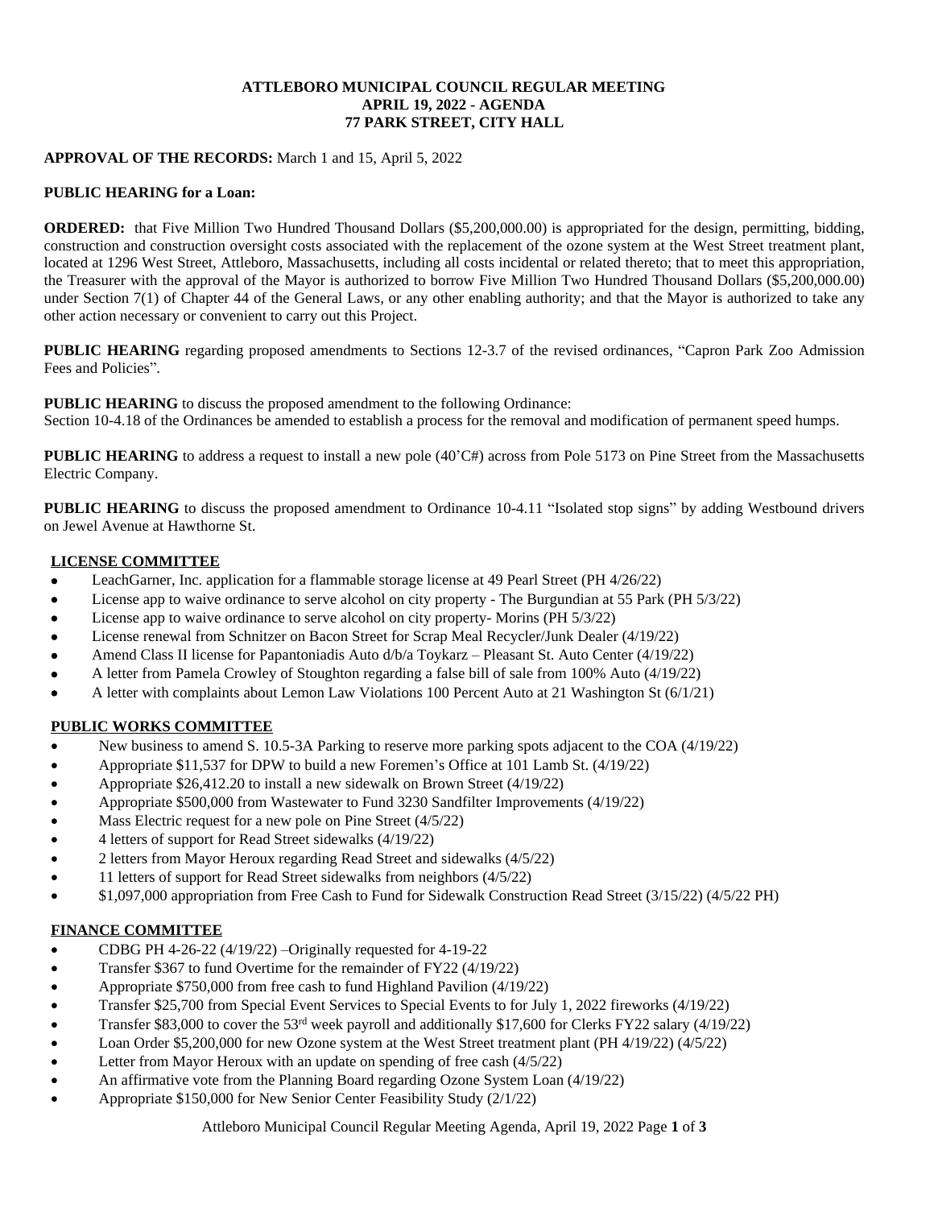**ATTLEBORO MUNICIPAL COUNCIL REGULAR MEETING**
**APRIL 19, 2022 - AGENDA**
**77 PARK STREET, CITY HALL**

**APPROVAL OF THE RECORDS:** March 1 and 15, April 5, 2022

**PUBLIC HEARING for a Loan:**

**ORDERED:** that Five Million Two Hundred Thousand Dollars ($5,200,000.00) is appropriated for the design, permitting, bidding, construction and construction oversight costs associated with the replacement of the ozone system at the West Street treatment plant, located at 1296 West Street, Attleboro, Massachusetts, including all costs incidental or related thereto; that to meet this appropriation, the Treasurer with the approval of the Mayor is authorized to borrow Five Million Two Hundred Thousand Dollars ($5,200,000.00) under Section 7(1) of Chapter 44 of the General Laws, or any other enabling authority; and that the Mayor is authorized to take any other action necessary or convenient to carry out this Project.

**PUBLIC HEARING** regarding proposed amendments to Sections 12-3.7 of the revised ordinances, "Capron Park Zoo Admission Fees and Policies".

**PUBLIC HEARING** to discuss the proposed amendment to the following Ordinance:
Section 10-4.18 of the Ordinances be amended to establish a process for the removal and modification of permanent speed humps.

**PUBLIC HEARING** to address a request to install a new pole (40'C#) across from Pole 5173 on Pine Street from the Massachusetts Electric Company.

**PUBLIC HEARING** to discuss the proposed amendment to Ordinance 10-4.11 "Isolated stop signs" by adding Westbound drivers on Jewel Avenue at Hawthorne St.

**LICENSE COMMITTEE**

- LeachGarner, Inc. application for a flammable storage license at 49 Pearl Street (PH 4/26/22)
- License app to waive ordinance to serve alcohol on city property - The Burgundian at 55 Park (PH 5/3/22)
- License app to waive ordinance to serve alcohol on city property- Morins (PH 5/3/22)
- License renewal from Schnitzer on Bacon Street for Scrap Meal Recycler/Junk Dealer (4/19/22)
- Amend Class II license for Papantoniadis Auto d/b/a Toykarz – Pleasant St. Auto Center (4/19/22)
- A letter from Pamela Crowley of Stoughton regarding a false bill of sale from 100% Auto (4/19/22)
- A letter with complaints about Lemon Law Violations 100 Percent Auto at 21 Washington St (6/1/21)

**PUBLIC WORKS COMMITTEE**

- New business to amend S. 10.5-3A Parking to reserve more parking spots adjacent to the COA (4/19/22)
- Appropriate $11,537 for DPW to build a new Foremen's Office at 101 Lamb St. (4/19/22)
- Appropriate $26,412.20 to install a new sidewalk on Brown Street (4/19/22)
- Appropriate $500,000 from Wastewater to Fund 3230 Sandfilter Improvements (4/19/22)
- Mass Electric request for a new pole on Pine Street (4/5/22)
- 4 letters of support for Read Street sidewalks (4/19/22)
- 2 letters from Mayor Heroux regarding Read Street and sidewalks (4/5/22)
- 11 letters of support for Read Street sidewalks from neighbors (4/5/22)
- $1,097,000 appropriation from Free Cash to Fund for Sidewalk Construction Read Street (3/15/22) (4/5/22 PH)

**FINANCE COMMITTEE**

- CDBG PH 4-26-22 (4/19/22) –Originally requested for 4-19-22
- Transfer $367 to fund Overtime for the remainder of FY22 (4/19/22)
- Appropriate $750,000 from free cash to fund Highland Pavilion (4/19/22)
- Transfer $25,700 from Special Event Services to Special Events to for July 1, 2022 fireworks (4/19/22)
- Transfer $83,000 to cover the 53rd week payroll and additionally $17,600 for Clerks FY22 salary (4/19/22)
- Loan Order $5,200,000 for new Ozone system at the West Street treatment plant (PH 4/19/22) (4/5/22)
- Letter from Mayor Heroux with an update on spending of free cash (4/5/22)
- An affirmative vote from the Planning Board regarding Ozone System Loan (4/19/22)
- Appropriate $150,000 for New Senior Center Feasibility Study (2/1/22)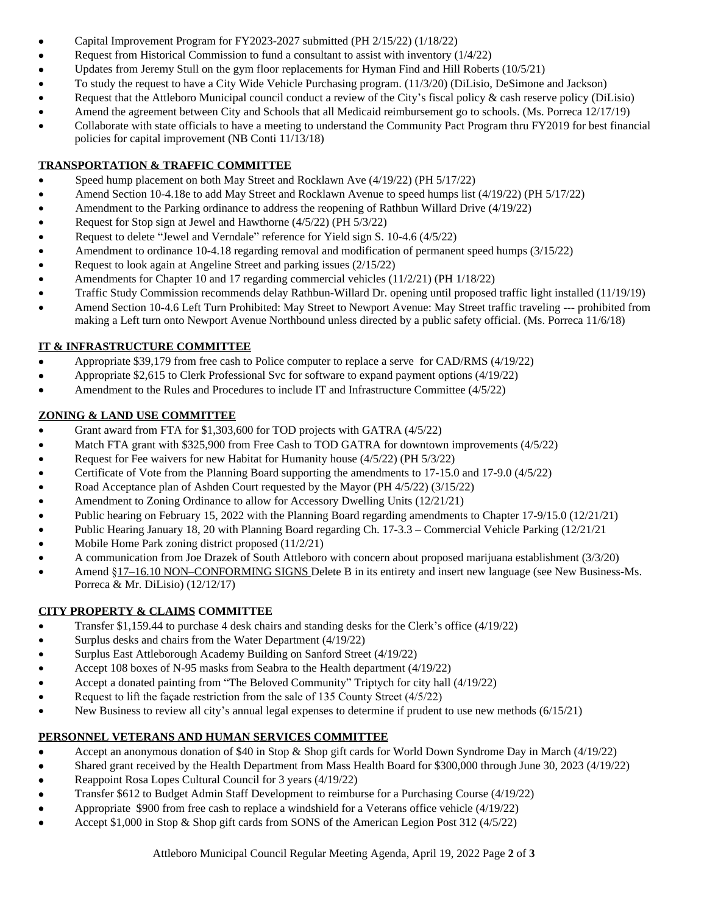- Capital Improvement Program for FY2023-2027 submitted (PH 2/15/22) (1/18/22)
- Request from Historical Commission to fund a consultant to assist with inventory (1/4/22)
- Updates from Jeremy Stull on the gym floor replacements for Hyman Find and Hill Roberts (10/5/21)
- To study the request to have a City Wide Vehicle Purchasing program. (11/3/20) (DiLisio, DeSimone and Jackson)
- Request that the Attleboro Municipal council conduct a review of the City's fiscal policy & cash reserve policy (DiLisio)
- Amend the agreement between City and Schools that all Medicaid reimbursement go to schools. (Ms. Porreca 12/17/19)
- Collaborate with state officials to have a meeting to understand the Community Pact Program thru FY2019 for best financial policies for capital improvement (NB Conti 11/13/18)

**TRANSPORTATION & TRAFFIC COMMITTEE**

- Speed hump placement on both May Street and Rocklawn Ave (4/19/22) (PH 5/17/22)
- Amend Section 10-4.18e to add May Street and Rocklawn Avenue to speed humps list (4/19/22) (PH 5/17/22)
- Amendment to the Parking ordinance to address the reopening of Rathbun Willard Drive (4/19/22)
- Request for Stop sign at Jewel and Hawthorne (4/5/22) (PH 5/3/22)
- Request to delete "Jewel and Verndale" reference for Yield sign S. 10-4.6 (4/5/22)
- Amendment to ordinance 10-4.18 regarding removal and modification of permanent speed humps (3/15/22)
- Request to look again at Angeline Street and parking issues (2/15/22)
- Amendments for Chapter 10 and 17 regarding commercial vehicles (11/2/21) (PH 1/18/22)
- Traffic Study Commission recommends delay Rathbun-Willard Dr. opening until proposed traffic light installed (11/19/19)
- Amend Section 10-4.6 Left Turn Prohibited: May Street to Newport Avenue: May Street traffic traveling --- prohibited from making a Left turn onto Newport Avenue Northbound unless directed by a public safety official. (Ms. Porreca 11/6/18)

**IT & INFRASTRUCTURE COMMITTEE**

- Appropriate $39,179 from free cash to Police computer to replace a serve for CAD/RMS (4/19/22)
- Appropriate $2,615 to Clerk Professional Svc for software to expand payment options (4/19/22)
- Amendment to the Rules and Procedures to include IT and Infrastructure Committee (4/5/22)

**ZONING & LAND USE COMMITTEE**

- Grant award from FTA for $1,303,600 for TOD projects with GATRA (4/5/22)
- Match FTA grant with $325,900 from Free Cash to TOD GATRA for downtown improvements (4/5/22)
- Request for Fee waivers for new Habitat for Humanity house (4/5/22) (PH 5/3/22)
- Certificate of Vote from the Planning Board supporting the amendments to 17-15.0 and 17-9.0 (4/5/22)
- Road Acceptance plan of Ashden Court requested by the Mayor (PH 4/5/22) (3/15/22)
- Amendment to Zoning Ordinance to allow for Accessory Dwelling Units (12/21/21)
- Public hearing on February 15, 2022 with the Planning Board regarding amendments to Chapter 17-9/15.0 (12/21/21)
- Public Hearing January 18, 20 with Planning Board regarding Ch. 17-3.3 – Commercial Vehicle Parking (12/21/21
- Mobile Home Park zoning district proposed (11/2/21)
- A communication from Joe Drazek of South Attleboro with concern about proposed marijuana establishment (3/3/20)
- Amend §17–16.10 NON–CONFORMING SIGNS Delete B in its entirety and insert new language (see New Business-Ms. Porreca & Mr. DiLisio) (12/12/17)

**CITY PROPERTY & CLAIMS COMMITTEE**

- Transfer $1,159.44 to purchase 4 desk chairs and standing desks for the Clerk's office (4/19/22)
- Surplus desks and chairs from the Water Department (4/19/22)
- Surplus East Attleborough Academy Building on Sanford Street (4/19/22)
- Accept 108 boxes of N-95 masks from Seabra to the Health department (4/19/22)
- Accept a donated painting from "The Beloved Community" Triptych for city hall (4/19/22)
- Request to lift the façade restriction from the sale of 135 County Street (4/5/22)
- New Business to review all city's annual legal expenses to determine if prudent to use new methods (6/15/21)

**PERSONNEL VETERANS AND HUMAN SERVICES COMMITTEE**

- Accept an anonymous donation of $40 in Stop & Shop gift cards for World Down Syndrome Day in March (4/19/22)
- Shared grant received by the Health Department from Mass Health Board for $300,000 through June 30, 2023 (4/19/22)
- Reappoint Rosa Lopes Cultural Council for 3 years (4/19/22)
- Transfer $612 to Budget Admin Staff Development to reimburse for a Purchasing Course (4/19/22)
- Appropriate $900 from free cash to replace a windshield for a Veterans office vehicle (4/19/22)
- Accept $1,000 in Stop & Shop gift cards from SONS of the American Legion Post 312 (4/5/22)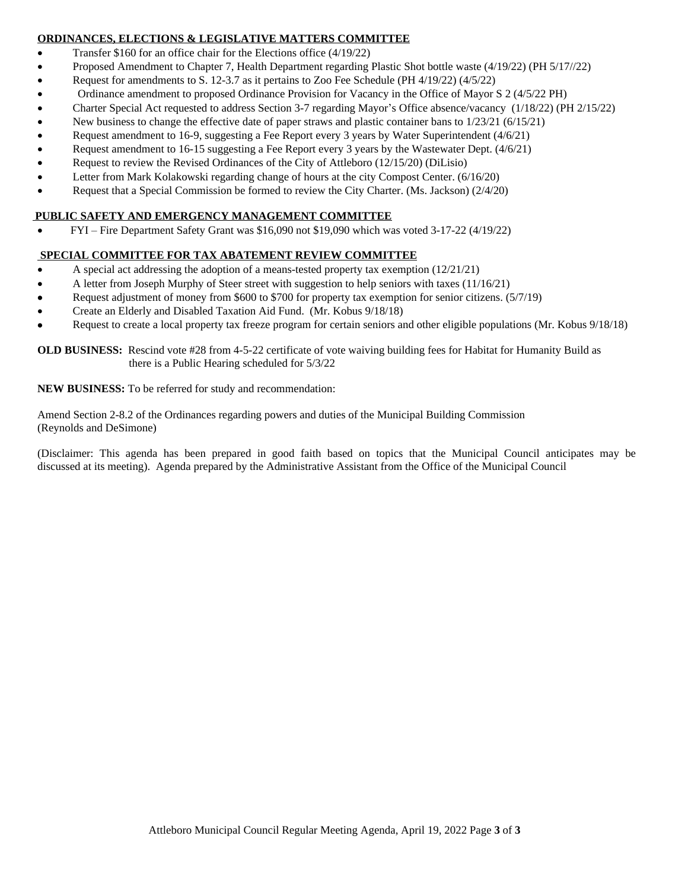**ORDINANCES, ELECTIONS & LEGISLATIVE MATTERS COMMITTEE**

- Transfer $160 for an office chair for the Elections office (4/19/22)
- Proposed Amendment to Chapter 7, Health Department regarding Plastic Shot bottle waste (4/19/22) (PH 5/17//22)
- Request for amendments to S. 12-3.7 as it pertains to Zoo Fee Schedule (PH 4/19/22) (4/5/22)
- Ordinance amendment to proposed Ordinance Provision for Vacancy in the Office of Mayor S 2 (4/5/22 PH)
- Charter Special Act requested to address Section 3-7 regarding Mayor's Office absence/vacancy (1/18/22) (PH 2/15/22)
- New business to change the effective date of paper straws and plastic container bans to 1/23/21 (6/15/21)
- Request amendment to 16-9, suggesting a Fee Report every 3 years by Water Superintendent (4/6/21)
- Request amendment to 16-15 suggesting a Fee Report every 3 years by the Wastewater Dept. (4/6/21)
- Request to review the Revised Ordinances of the City of Attleboro (12/15/20) (DiLisio)
- Letter from Mark Kolakowski regarding change of hours at the city Compost Center. (6/16/20)
- Request that a Special Commission be formed to review the City Charter. (Ms. Jackson) (2/4/20)

**PUBLIC SAFETY AND EMERGENCY MANAGEMENT COMMITTEE**

- FYI – Fire Department Safety Grant was $16,090 not $19,090 which was voted 3-17-22 (4/19/22)

**SPECIAL COMMITTEE FOR TAX ABATEMENT REVIEW COMMITTEE**

- A special act addressing the adoption of a means-tested property tax exemption (12/21/21)
- A letter from Joseph Murphy of Steer street with suggestion to help seniors with taxes (11/16/21)
- Request adjustment of money from $600 to $700 for property tax exemption for senior citizens. (5/7/19)
- Create an Elderly and Disabled Taxation Aid Fund. (Mr. Kobus 9/18/18)
- Request to create a local property tax freeze program for certain seniors and other eligible populations (Mr. Kobus 9/18/18)

**OLD BUSINESS:** Rescind vote #28 from 4-5-22 certificate of vote waiving building fees for Habitat for Humanity Build as there is a Public Hearing scheduled for 5/3/22

**NEW BUSINESS:** To be referred for study and recommendation:

Amend Section 2-8.2 of the Ordinances regarding powers and duties of the Municipal Building Commission (Reynolds and DeSimone)

(Disclaimer: This agenda has been prepared in good faith based on topics that the Municipal Council anticipates may be discussed at its meeting). Agenda prepared by the Administrative Assistant from the Office of the Municipal Council